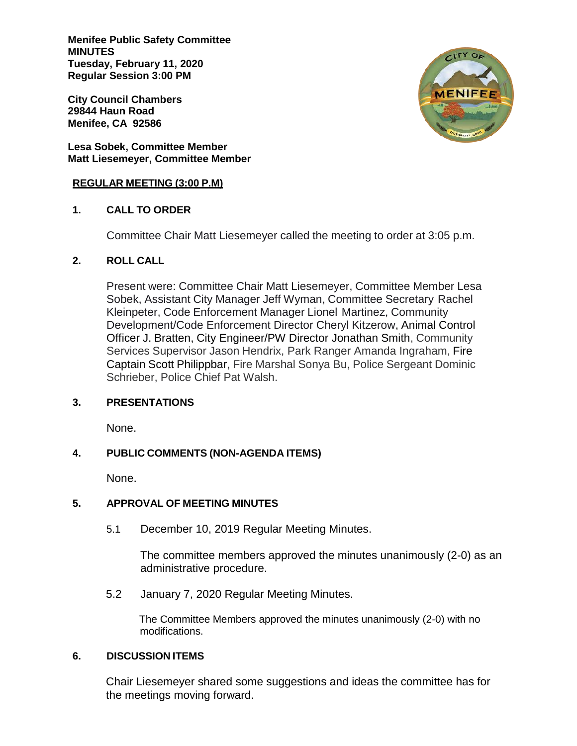**Menifee Public Safety Committee**
**MINUTES**
**Tuesday, February 11, 2020**
**Regular Session 3:00 PM**

**City Council Chambers**
**29844 Haun Road**
**Menifee, CA 92586**

**Lesa Sobek, Committee Member**
**Matt Liesemeyer, Committee Member**

**REGULAR MEETING (3:00 P.M)**

## 1. CALL TO ORDER

Committee Chair Matt Liesemeyer called the meeting to order at 3:05 p.m.

## 2. ROLL CALL

Present were: Committee Chair Matt Liesemeyer, Committee Member Lesa Sobek, Assistant City Manager Jeff Wyman, Committee Secretary Rachel Kleinpeter, Code Enforcement Manager Lionel Martinez, Community Development/Code Enforcement Director Cheryl Kitzerow, Animal Control Officer J. Bratten, City Engineer/PW Director Jonathan Smith, Community Services Supervisor Jason Hendrix, Park Ranger Amanda Ingraham, Fire Captain Scott Philippbar, Fire Marshal Sonya Bu, Police Sergeant Dominic Schrieber, Police Chief Pat Walsh.

## 3. PRESENTATIONS

None.

## 4. PUBLIC COMMENTS (NON-AGENDA ITEMS)

None.

## 5. APPROVAL OF MEETING MINUTES

5.1 December 10, 2019 Regular Meeting Minutes.

The committee members approved the minutes unanimously (2-0) as an administrative procedure.

5.2 January 7, 2020 Regular Meeting Minutes.

The Committee Members approved the minutes unanimously (2-0) with no modifications.

## 6. DISCUSSION ITEMS

Chair Liesemeyer shared some suggestions and ideas the committee has for the meetings moving forward.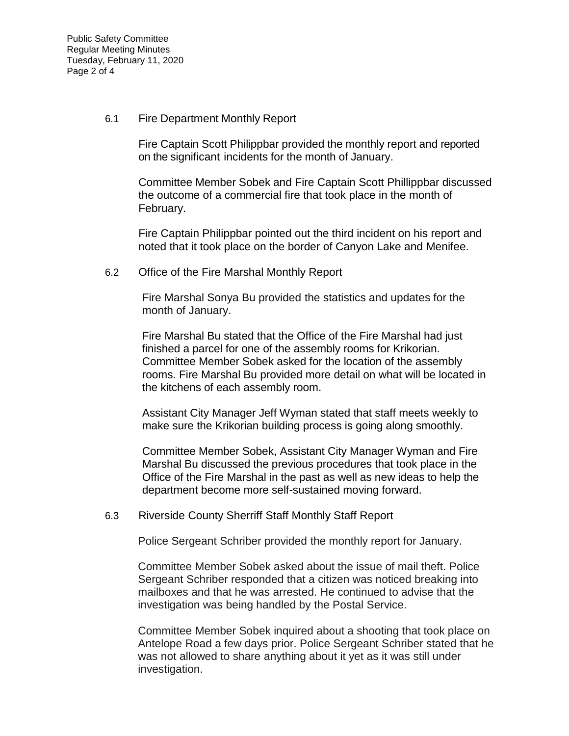### 6.1 Fire Department Monthly Report

Fire Captain Scott Philippbar provided the monthly report and reported on the significant incidents for the month of January.

Committee Member Sobek and Fire Captain Scott Phillippbar discussed the outcome of a commercial fire that took place in the month of February.

Fire Captain Philippbar pointed out the third incident on his report and noted that it took place on the border of Canyon Lake and Menifee.

### 6.2 Office of the Fire Marshal Monthly Report

Fire Marshal Sonya Bu provided the statistics and updates for the month of January.

Fire Marshal Bu stated that the Office of the Fire Marshal had just finished a parcel for one of the assembly rooms for Krikorian. Committee Member Sobek asked for the location of the assembly rooms. Fire Marshal Bu provided more detail on what will be located in the kitchens of each assembly room.

Assistant City Manager Jeff Wyman stated that staff meets weekly to make sure the Krikorian building process is going along smoothly.

Committee Member Sobek, Assistant City Manager Wyman and Fire Marshal Bu discussed the previous procedures that took place in the Office of the Fire Marshal in the past as well as new ideas to help the department become more self-sustained moving forward.

### 6.3 Riverside County Sherriff Staff Monthly Staff Report

Police Sergeant Schriber provided the monthly report for January.

Committee Member Sobek asked about the issue of mail theft. Police Sergeant Schriber responded that a citizen was noticed breaking into mailboxes and that he was arrested. He continued to advise that the investigation was being handled by the Postal Service.

Committee Member Sobek inquired about a shooting that took place on Antelope Road a few days prior. Police Sergeant Schriber stated that he was not allowed to share anything about it yet as it was still under investigation.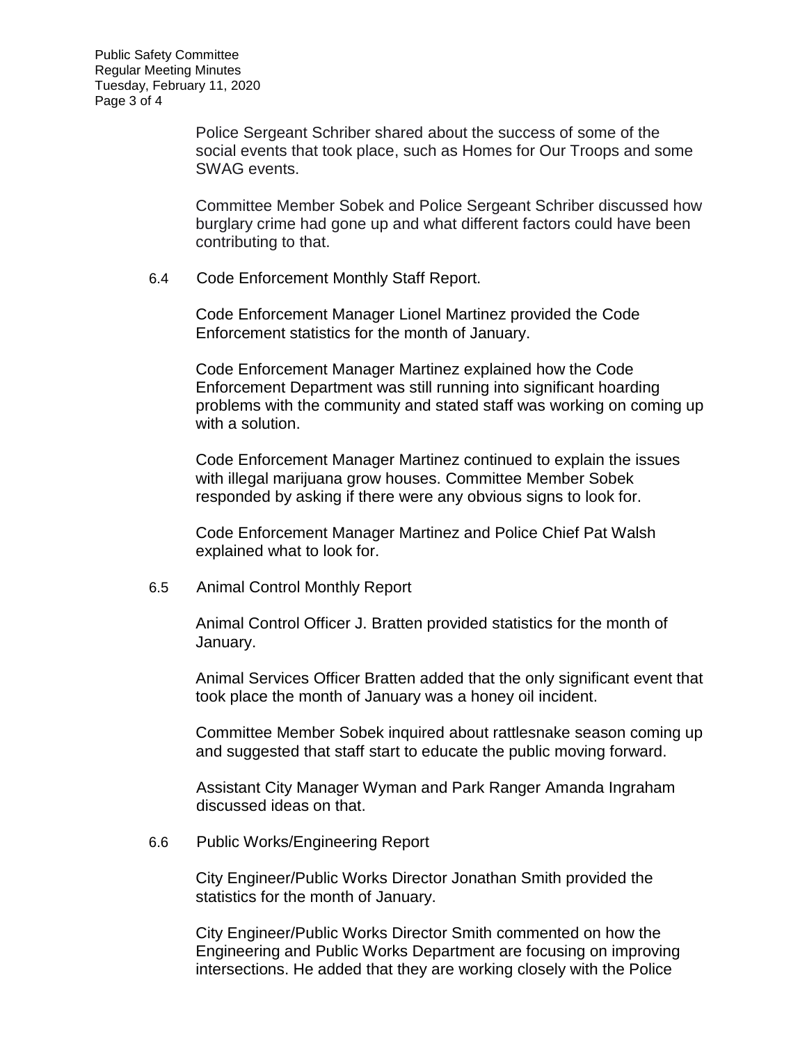Police Sergeant Schriber shared about the success of some of the social events that took place, such as Homes for Our Troops and some SWAG events.

Committee Member Sobek and Police Sergeant Schriber discussed how burglary crime had gone up and what different factors could have been contributing to that.

6.4 Code Enforcement Monthly Staff Report.

Code Enforcement Manager Lionel Martinez provided the Code Enforcement statistics for the month of January.

Code Enforcement Manager Martinez explained how the Code Enforcement Department was still running into significant hoarding problems with the community and stated staff was working on coming up with a solution.

Code Enforcement Manager Martinez continued to explain the issues with illegal marijuana grow houses. Committee Member Sobek responded by asking if there were any obvious signs to look for.

Code Enforcement Manager Martinez and Police Chief Pat Walsh explained what to look for.

6.5 Animal Control Monthly Report

Animal Control Officer J. Bratten provided statistics for the month of January.

Animal Services Officer Bratten added that the only significant event that took place the month of January was a honey oil incident.

Committee Member Sobek inquired about rattlesnake season coming up and suggested that staff start to educate the public moving forward.

Assistant City Manager Wyman and Park Ranger Amanda Ingraham discussed ideas on that.

6.6 Public Works/Engineering Report

City Engineer/Public Works Director Jonathan Smith provided the statistics for the month of January.

City Engineer/Public Works Director Smith commented on how the Engineering and Public Works Department are focusing on improving intersections. He added that they are working closely with the Police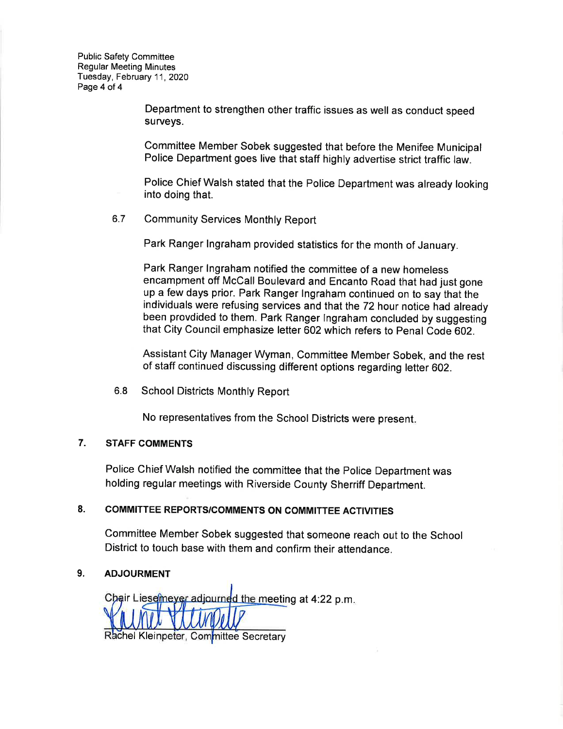Department to strengthen other traffic issues as well as conduct speed surveys.

Committee Member Sobek suggested that before the Menifee Municipal Police Department goes live that staff highly advertise strict traffic law.

Police Chief Walsh stated that the Police Department was already looking into doing that.

6.7 Community Services Monthly Report

Park Ranger Ingraham provided statistics for the month of January.

Park Ranger Ingraham notified the committee of a new homeless encampment off McCall Boulevard and Encanto Road that had just gone up a few days prior. Park Ranger Ingraham continued on to say that the individuals were refusing services and that the 72 hour notice had already been provdided to them. Park Ranger Ingraham concluded by suggesting that City Council emphasize letter 602 which refers to Penal Code 602.

Assistant City Manager Wyman, Committee Member Sobek, and the rest of staff continued discussing different options regarding letter 602.

6.8 School Districts Monthly Report

No representatives from the School Districts were present.

## 7. STAFF COMMENTS

Police Chief Walsh notified the committee that the Police Department was holding regular meetings with Riverside County Sherriff Department.

## 8. COMMITTEE REPORTS/COMMENTS ON COMMITTEE ACTIVITIES

Committee Member Sobek suggested that someone reach out to the School District to touch base with them and confirm their attendance.

## 9. ADJOURMENT

Chair Liesemeyer adjourned the meeting at 4:22 p.m.

Rachel Kleinpeter, Committee Secretary